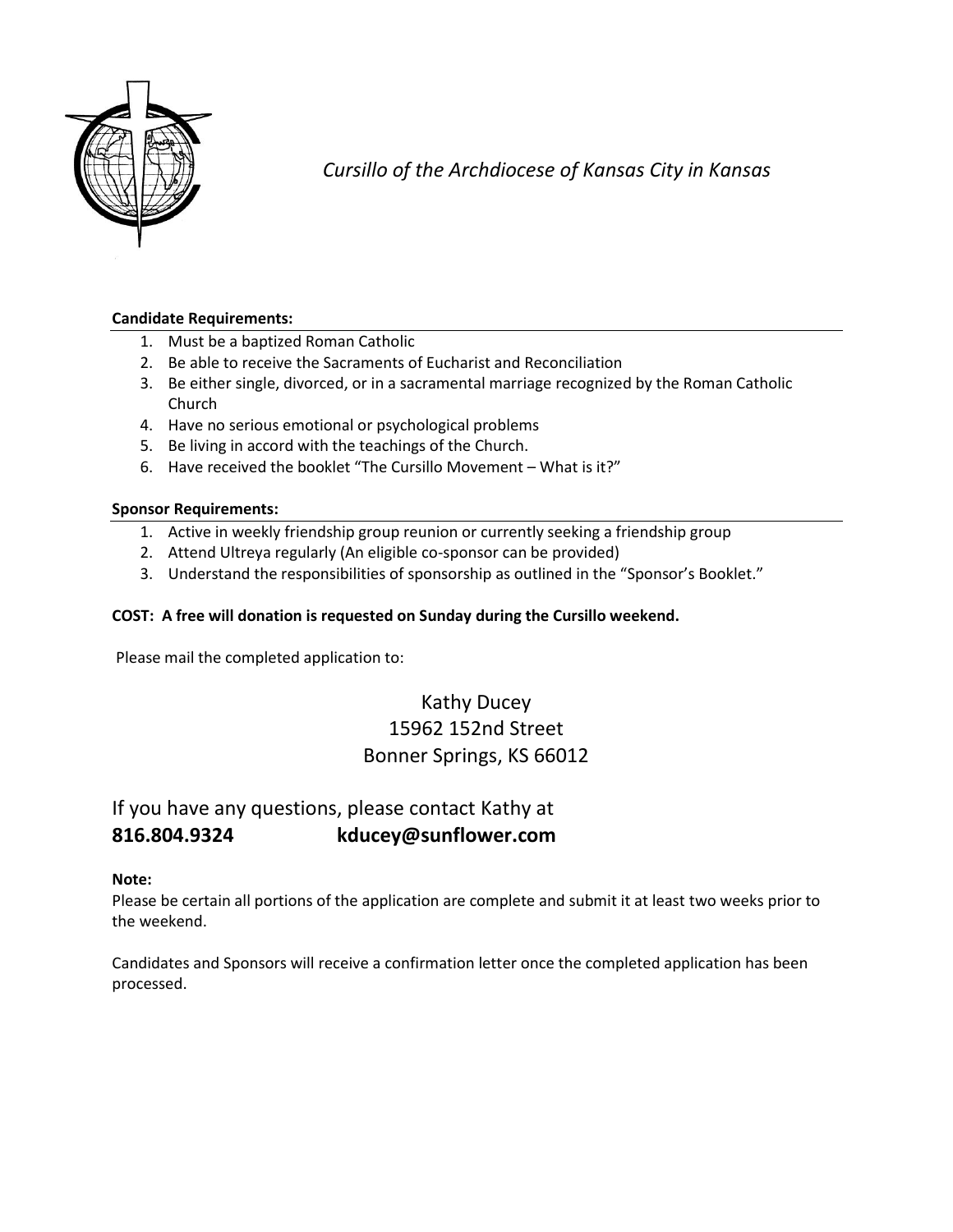*Cursillo of the Archdiocese of Kansas City in Kansas*

**Candidate Requirements:**

1. Must be a baptized Roman Catholic
2. Be able to receive the Sacraments of Eucharist and Reconciliation
3. Be either single, divorced, or in a sacramental marriage recognized by the Roman Catholic Church
4. Have no serious emotional or psychological problems
5. Be living in accord with the teachings of the Church.
6. Have received the booklet "The Cursillo Movement – What is it?"

**Sponsor Requirements:**

1. Active in weekly friendship group reunion or currently seeking a friendship group
2. Attend Ultreya regularly (An eligible co-sponsor can be provided)
3. Understand the responsibilities of sponsorship as outlined in the "Sponsor's Booklet."

**COST: A free will donation is requested on Sunday during the Cursillo weekend.**

Please mail the completed application to:

Kathy Ducey
15962 152nd Street
Bonner Springs, KS 66012

If you have any questions, please contact Kathy at
**816.804.9324** **kducey@sunflower.com**

**Note:**
Please be certain all portions of the application are complete and submit it at least two weeks prior to the weekend.

Candidates and Sponsors will receive a confirmation letter once the completed application has been processed.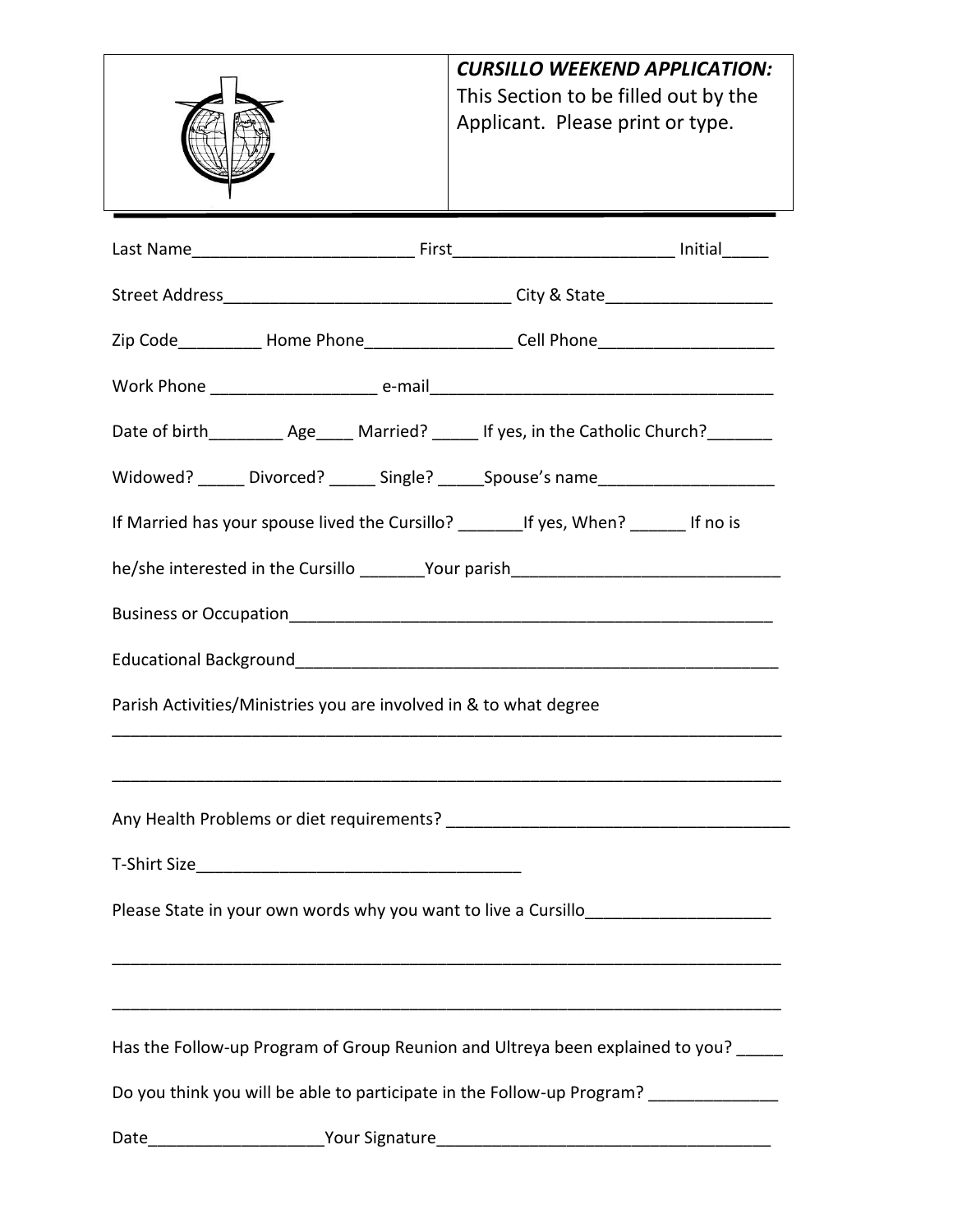***CURSILLO WEEKEND APPLICATION:*** This Section to be filled out by the Applicant. Please print or type.

Last Name________________________ First________________________ Initial_____

Street Address_______________________________ City & State_________________

Zip Code_________ Home Phone________________ Cell Phone___________________

Work Phone __________________ e-mail______________________________________

Date of birth________ Age____ Married? _____ If yes, in the Catholic Church?_______

Widowed? _____ Divorced? _____ Single? _____Spouse's name___________________

If Married has your spouse lived the Cursillo? _______If yes, When? ______ If no is

he/she interested in the Cursillo _______Your parish_____________________________

Business or Occupation______________________________________________________

Educational Background_____________________________________________________

Parish Activities/Ministries you are involved in & to what degree

___________________________________________________________________________

___________________________________________________________________________

Any Health Problems or diet requirements? _____________________________________

T-Shirt Size___________________________________

Please State in your own words why you want to live a Cursillo____________________

___________________________________________________________________________

___________________________________________________________________________

Has the Follow-up Program of Group Reunion and Ultreya been explained to you? _____

Do you think you will be able to participate in the Follow-up Program? ______________

Date___________________Your Signature____________________________________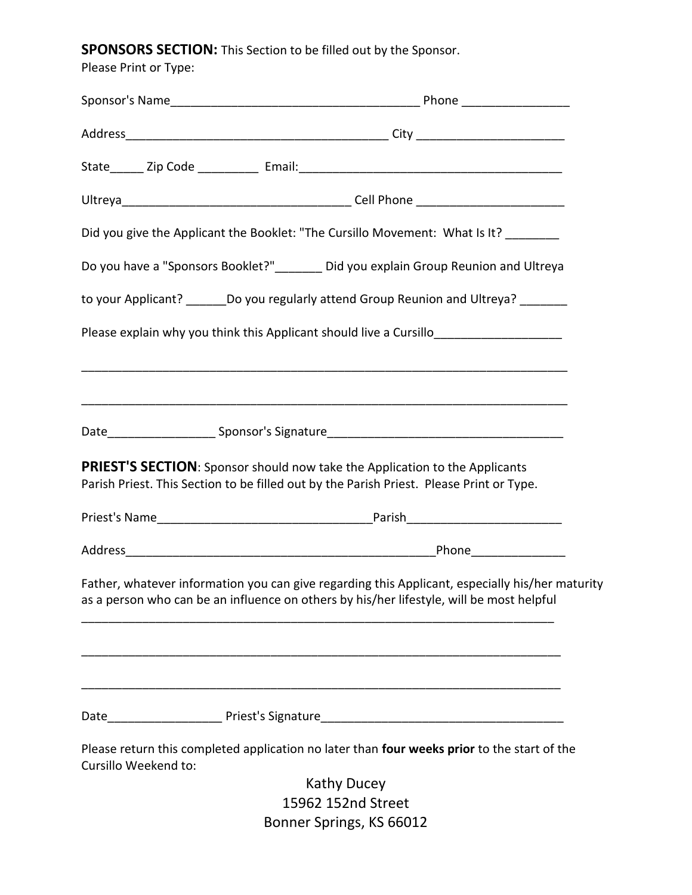**SPONSORS SECTION:** This Section to be filled out by the Sponsor.
Please Print or Type:

Sponsor's Name_____________________________________ Phone ________________

Address_______________________________________ City ______________________

State_____ Zip Code _________ Email:_______________________________________

Ultreya__________________________________ Cell Phone ______________________

Did you give the Applicant the Booklet: "The Cursillo Movement: What Is It? ________

Do you have a "Sponsors Booklet?"_______ Did you explain Group Reunion and Ultreya

to your Applicant? ______Do you regularly attend Group Reunion and Ultreya? _______

Please explain why you think this Applicant should live a Cursillo___________________

_________________________________________________________________________

_________________________________________________________________________

Date________________ Sponsor's Signature___________________________________

**PRIEST'S SECTION**: Sponsor should now take the Application to the Applicants Parish Priest. This Section to be filled out by the Parish Priest. Please Print or Type.

Priest's Name________________________________Parish_______________________

Address_______________________________________________Phone______________

Father, whatever information you can give regarding this Applicant, especially his/her maturity as a person who can be an influence on others by his/her lifestyle, will be most helpful

_________________________________________________________________________

_________________________________________________________________________

_________________________________________________________________________

Date_________________ Priest's Signature____________________________________

Please return this completed application no later than **four weeks prior** to the start of the Cursillo Weekend to:

Kathy Ducey
15962 152nd Street
Bonner Springs, KS 66012